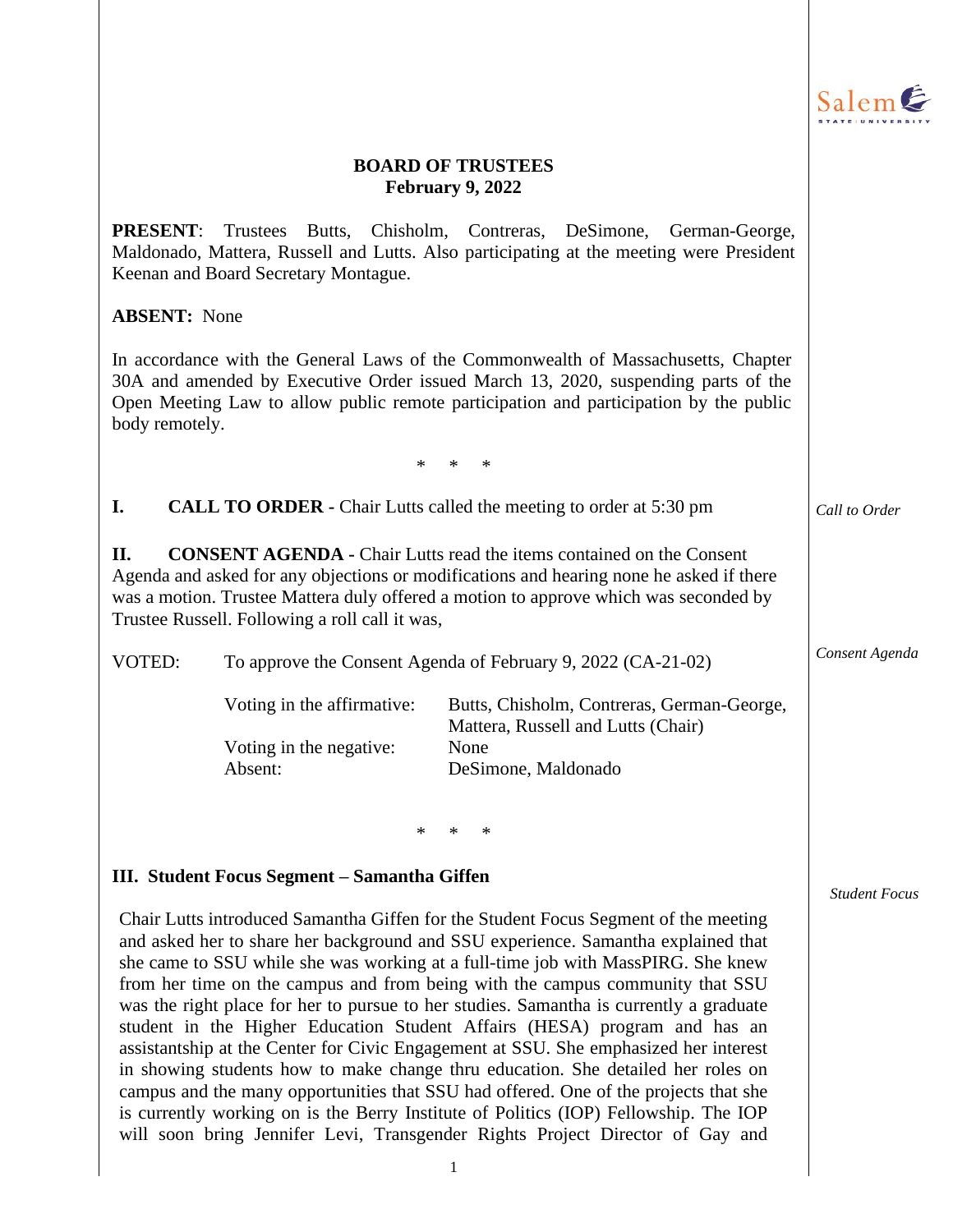**BOARD OF TRUSTEES**
**February 9, 2022**

**PRESENT**: Trustees Butts, Chisholm, Contreras, DeSimone, German-George, Maldonado, Mattera, Russell and Lutts. Also participating at the meeting were President Keenan and Board Secretary Montague.

**ABSENT:** None

In accordance with the General Laws of the Commonwealth of Massachusetts, Chapter 30A and amended by Executive Order issued March 13, 2020, suspending parts of the Open Meeting Law to allow public remote participation and participation by the public body remotely.

\* \* \*

**I. CALL TO ORDER -** Chair Lutts called the meeting to order at 5:30 pm

*Call to Order*

**II. CONSENT AGENDA -** Chair Lutts read the items contained on the Consent Agenda and asked for any objections or modifications and hearing none he asked if there was a motion. Trustee Mattera duly offered a motion to approve which was seconded by Trustee Russell. Following a roll call it was,

*Consent Agenda*

VOTED: To approve the Consent Agenda of February 9, 2022 (CA-21-02)

| | |
|---|---|
| Voting in the affirmative: | Butts, Chisholm, Contreras, German-George, Mattera, Russell and Lutts (Chair) |
| Voting in the negative: | None |
| Absent: | DeSimone, Maldonado |

\* \* \*

**III. Student Focus Segment – Samantha Giffen**

*Student Focus*

Chair Lutts introduced Samantha Giffen for the Student Focus Segment of the meeting and asked her to share her background and SSU experience. Samantha explained that she came to SSU while she was working at a full-time job with MassPIRG. She knew from her time on the campus and from being with the campus community that SSU was the right place for her to pursue to her studies. Samantha is currently a graduate student in the Higher Education Student Affairs (HESA) program and has an assistantship at the Center for Civic Engagement at SSU. She emphasized her interest in showing students how to make change thru education. She detailed her roles on campus and the many opportunities that SSU had offered. One of the projects that she is currently working on is the Berry Institute of Politics (IOP) Fellowship. The IOP will soon bring Jennifer Levi, Transgender Rights Project Director of Gay and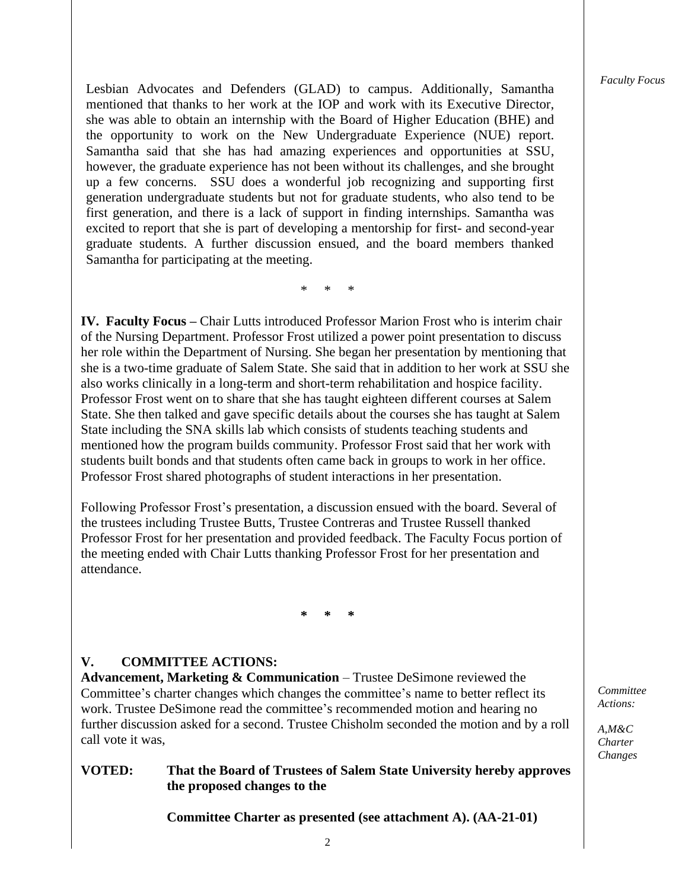Lesbian Advocates and Defenders (GLAD) to campus. Additionally, Samantha mentioned that thanks to her work at the IOP and work with its Executive Director, she was able to obtain an internship with the Board of Higher Education (BHE) and the opportunity to work on the New Undergraduate Experience (NUE) report. Samantha said that she has had amazing experiences and opportunities at SSU, however, the graduate experience has not been without its challenges, and she brought up a few concerns. SSU does a wonderful job recognizing and supporting first generation undergraduate students but not for graduate students, who also tend to be first generation, and there is a lack of support in finding internships. Samantha was excited to report that she is part of developing a mentorship for first- and second-year graduate students. A further discussion ensued, and the board members thanked Samantha for participating at the meeting.

\* \* \*

*Faculty Focus*

**IV. Faculty Focus –** Chair Lutts introduced Professor Marion Frost who is interim chair of the Nursing Department. Professor Frost utilized a power point presentation to discuss her role within the Department of Nursing. She began her presentation by mentioning that she is a two-time graduate of Salem State. She said that in addition to her work at SSU she also works clinically in a long-term and short-term rehabilitation and hospice facility. Professor Frost went on to share that she has taught eighteen different courses at Salem State. She then talked and gave specific details about the courses she has taught at Salem State including the SNA skills lab which consists of students teaching students and mentioned how the program builds community. Professor Frost said that her work with students built bonds and that students often came back in groups to work in her office. Professor Frost shared photographs of student interactions in her presentation.

Following Professor Frost's presentation, a discussion ensued with the board. Several of the trustees including Trustee Butts, Trustee Contreras and Trustee Russell thanked Professor Frost for her presentation and provided feedback. The Faculty Focus portion of the meeting ended with Chair Lutts thanking Professor Frost for her presentation and attendance.

**\* \* \***

## V. COMMITTEE ACTIONS:

*Committee Actions:*

*A,M&C Charter Changes*

**Advancement, Marketing & Communication** – Trustee DeSimone reviewed the Committee's charter changes which changes the committee's name to better reflect its work. Trustee DeSimone read the committee's recommended motion and hearing no further discussion asked for a second. Trustee Chisholm seconded the motion and by a roll call vote it was,

**VOTED: That the Board of Trustees of Salem State University hereby approves the proposed changes to the**

**Committee Charter as presented (see attachment A). (AA-21-01)**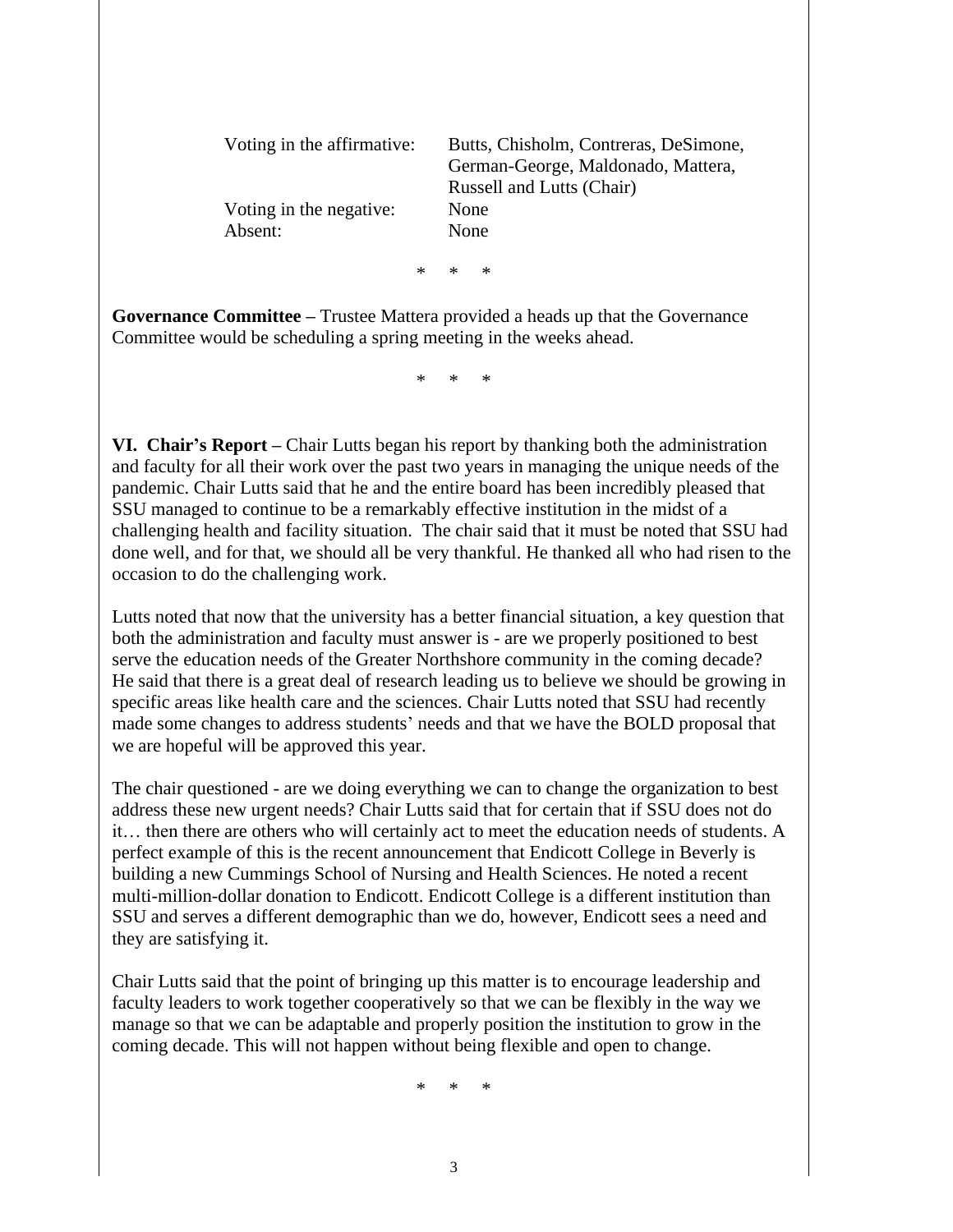| | |
|---|---|
| Voting in the affirmative: | Butts, Chisholm, Contreras, DeSimone, German-George, Maldonado, Mattera, Russell and Lutts (Chair) |
| Voting in the negative: | None |
| Absent: | None |

\* \* \*

**Governance Committee –** Trustee Mattera provided a heads up that the Governance Committee would be scheduling a spring meeting in the weeks ahead.

\* \* \*

**VI. Chair's Report –** Chair Lutts began his report by thanking both the administration and faculty for all their work over the past two years in managing the unique needs of the pandemic. Chair Lutts said that he and the entire board has been incredibly pleased that SSU managed to continue to be a remarkably effective institution in the midst of a challenging health and facility situation. The chair said that it must be noted that SSU had done well, and for that, we should all be very thankful. He thanked all who had risen to the occasion to do the challenging work.

Lutts noted that now that the university has a better financial situation, a key question that both the administration and faculty must answer is - are we properly positioned to best serve the education needs of the Greater Northshore community in the coming decade? He said that there is a great deal of research leading us to believe we should be growing in specific areas like health care and the sciences. Chair Lutts noted that SSU had recently made some changes to address students' needs and that we have the BOLD proposal that we are hopeful will be approved this year.

The chair questioned - are we doing everything we can to change the organization to best address these new urgent needs? Chair Lutts said that for certain that if SSU does not do it… then there are others who will certainly act to meet the education needs of students. A perfect example of this is the recent announcement that Endicott College in Beverly is building a new Cummings School of Nursing and Health Sciences. He noted a recent multi-million-dollar donation to Endicott. Endicott College is a different institution than SSU and serves a different demographic than we do, however, Endicott sees a need and they are satisfying it.

Chair Lutts said that the point of bringing up this matter is to encourage leadership and faculty leaders to work together cooperatively so that we can be flexibly in the way we manage so that we can be adaptable and properly position the institution to grow in the coming decade. This will not happen without being flexible and open to change.

\* \* \*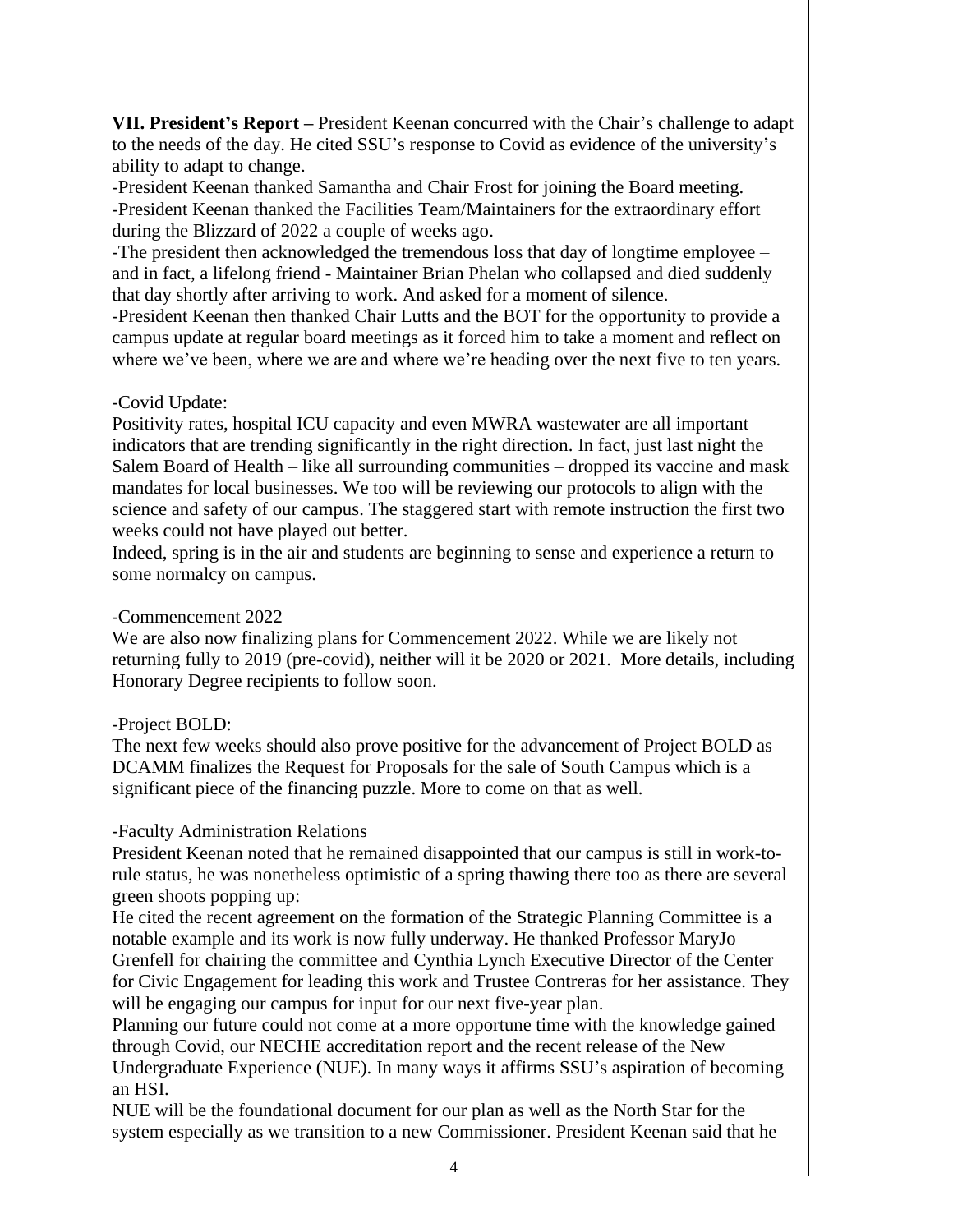**VII. President's Report –** President Keenan concurred with the Chair's challenge to adapt to the needs of the day. He cited SSU's response to Covid as evidence of the university's ability to adapt to change.
-President Keenan thanked Samantha and Chair Frost for joining the Board meeting.
-President Keenan thanked the Facilities Team/Maintainers for the extraordinary effort during the Blizzard of 2022 a couple of weeks ago.
-The president then acknowledged the tremendous loss that day of longtime employee – and in fact, a lifelong friend - Maintainer Brian Phelan who collapsed and died suddenly that day shortly after arriving to work. And asked for a moment of silence.
-President Keenan then thanked Chair Lutts and the BOT for the opportunity to provide a campus update at regular board meetings as it forced him to take a moment and reflect on where we've been, where we are and where we're heading over the next five to ten years.

-Covid Update:
Positivity rates, hospital ICU capacity and even MWRA wastewater are all important indicators that are trending significantly in the right direction. In fact, just last night the Salem Board of Health – like all surrounding communities – dropped its vaccine and mask mandates for local businesses. We too will be reviewing our protocols to align with the science and safety of our campus. The staggered start with remote instruction the first two weeks could not have played out better.
Indeed, spring is in the air and students are beginning to sense and experience a return to some normalcy on campus.

-Commencement 2022
We are also now finalizing plans for Commencement 2022. While we are likely not returning fully to 2019 (pre-covid), neither will it be 2020 or 2021. More details, including Honorary Degree recipients to follow soon.

-Project BOLD:
The next few weeks should also prove positive for the advancement of Project BOLD as DCAMM finalizes the Request for Proposals for the sale of South Campus which is a significant piece of the financing puzzle. More to come on that as well.

-Faculty Administration Relations
President Keenan noted that he remained disappointed that our campus is still in work-to-rule status, he was nonetheless optimistic of a spring thawing there too as there are several green shoots popping up:
He cited the recent agreement on the formation of the Strategic Planning Committee is a notable example and its work is now fully underway. He thanked Professor MaryJo Grenfell for chairing the committee and Cynthia Lynch Executive Director of the Center for Civic Engagement for leading this work and Trustee Contreras for her assistance. They will be engaging our campus for input for our next five-year plan.
Planning our future could not come at a more opportune time with the knowledge gained through Covid, our NECHE accreditation report and the recent release of the New Undergraduate Experience (NUE). In many ways it affirms SSU's aspiration of becoming an HSI.
NUE will be the foundational document for our plan as well as the North Star for the system especially as we transition to a new Commissioner. President Keenan said that he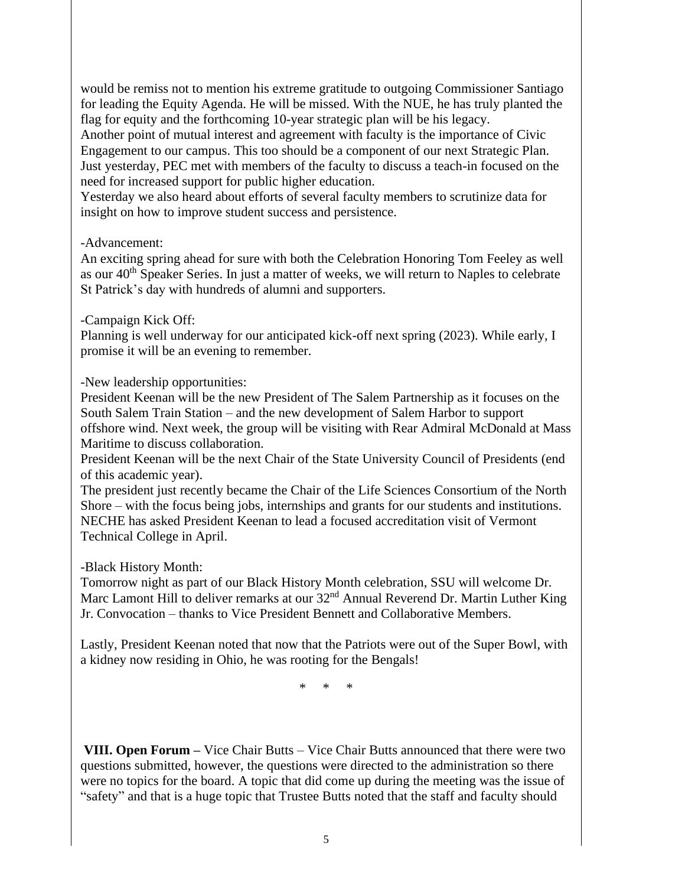would be remiss not to mention his extreme gratitude to outgoing Commissioner Santiago for leading the Equity Agenda. He will be missed. With the NUE, he has truly planted the flag for equity and the forthcoming 10-year strategic plan will be his legacy.
Another point of mutual interest and agreement with faculty is the importance of Civic Engagement to our campus. This too should be a component of our next Strategic Plan. Just yesterday, PEC met with members of the faculty to discuss a teach-in focused on the need for increased support for public higher education.
Yesterday we also heard about efforts of several faculty members to scrutinize data for insight on how to improve student success and persistence.

-Advancement:
An exciting spring ahead for sure with both the Celebration Honoring Tom Feeley as well as our 40th Speaker Series. In just a matter of weeks, we will return to Naples to celebrate St Patrick's day with hundreds of alumni and supporters.

-Campaign Kick Off:
Planning is well underway for our anticipated kick-off next spring (2023). While early, I promise it will be an evening to remember.

-New leadership opportunities:
President Keenan will be the new President of The Salem Partnership as it focuses on the South Salem Train Station – and the new development of Salem Harbor to support offshore wind. Next week, the group will be visiting with Rear Admiral McDonald at Mass Maritime to discuss collaboration.
President Keenan will be the next Chair of the State University Council of Presidents (end of this academic year).
The president just recently became the Chair of the Life Sciences Consortium of the North Shore – with the focus being jobs, internships and grants for our students and institutions. NECHE has asked President Keenan to lead a focused accreditation visit of Vermont Technical College in April.

-Black History Month:
Tomorrow night as part of our Black History Month celebration, SSU will welcome Dr. Marc Lamont Hill to deliver remarks at our 32nd Annual Reverend Dr. Martin Luther King Jr. Convocation – thanks to Vice President Bennett and Collaborative Members.

Lastly, President Keenan noted that now that the Patriots were out of the Super Bowl, with a kidney now residing in Ohio, he was rooting for the Bengals!

\* \* \*

**VIII. Open Forum –** Vice Chair Butts – Vice Chair Butts announced that there were two questions submitted, however, the questions were directed to the administration so there were no topics for the board. A topic that did come up during the meeting was the issue of "safety" and that is a huge topic that Trustee Butts noted that the staff and faculty should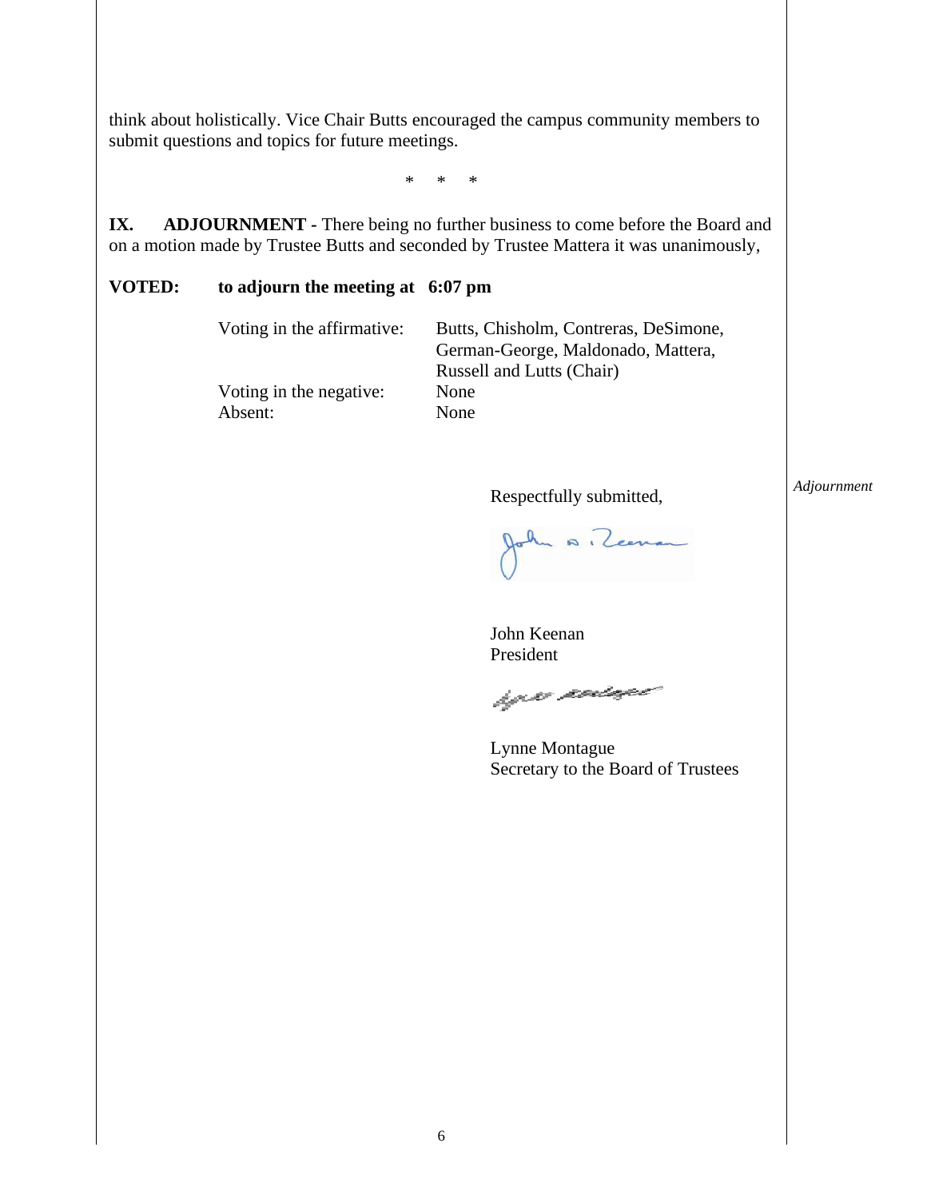think about holistically. Vice Chair Butts encouraged the campus community members to submit questions and topics for future meetings.

\*   \*   \*

**IX. ADJOURNMENT -** There being no further business to come before the Board and on a motion made by Trustee Butts and seconded by Trustee Mattera it was unanimously,

**VOTED: to adjourn the meeting at 6:07 pm**

| | |
|---|---|
| Voting in the affirmative: | Butts, Chisholm, Contreras, DeSimone, German-George, Maldonado, Mattera, Russell and Lutts (Chair) |
| Voting in the negative: | None |
| Absent: | None |

*Adjournment*

Respectfully submitted,

John Keenan
President

Lynne Montague
Secretary to the Board of Trustees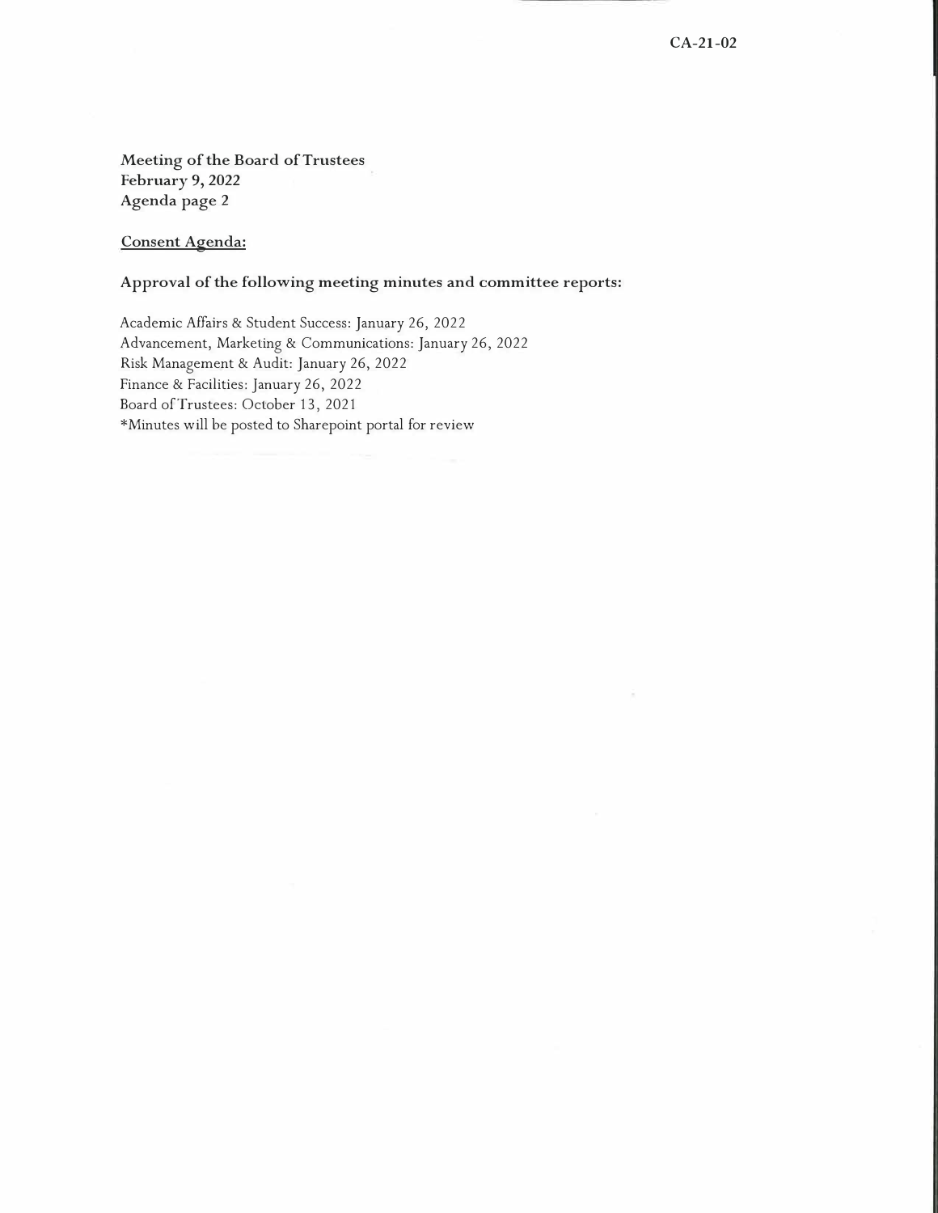CA-21-02

**Meeting of the Board of Trustees**
**February 9, 2022**
**Agenda page 2**

## Consent Agenda:

**Approval of the following meeting minutes and committee reports:**

Academic Affairs & Student Success: January 26, 2022
Advancement, Marketing & Communications: January 26, 2022
Risk Management & Audit: January 26, 2022
Finance & Facilities: January 26, 2022
Board of Trustees: October 13, 2021
*Minutes will be posted to Sharepoint portal for review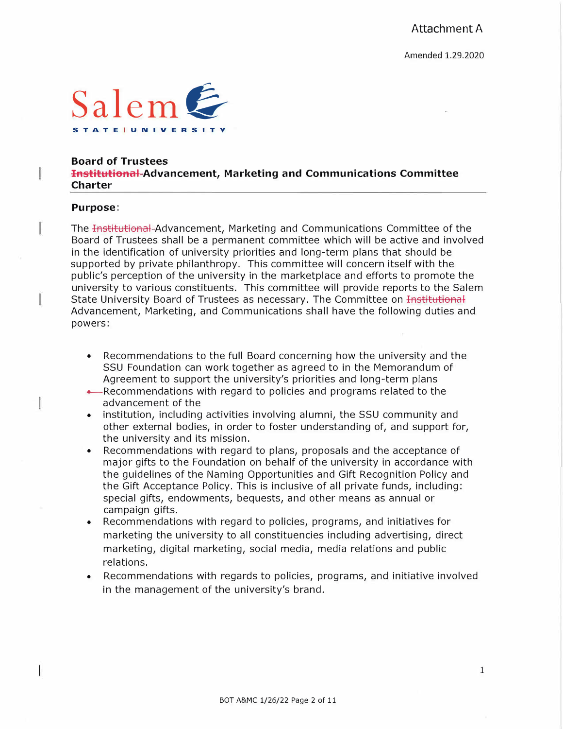Attachment A

Amended 1.29.2020

Salem STATE UNIVERSITY

**Board of Trustees**
**~~Institutional~~ Advancement, Marketing and Communications Committee Charter**

---

**Purpose**:

The ~~Institutional~~ Advancement, Marketing and Communications Committee of the Board of Trustees shall be a permanent committee which will be active and involved in the identification of university priorities and long-term plans that should be supported by private philanthropy. This committee will concern itself with the public's perception of the university in the marketplace and efforts to promote the university to various constituents. This committee will provide reports to the Salem State University Board of Trustees as necessary. The Committee on ~~Institutional~~ Advancement, Marketing, and Communications shall have the following duties and powers:

- Recommendations to the full Board concerning how the university and the SSU Foundation can work together as agreed to in the Memorandum of Agreement to support the university's priorities and long-term plans
- Recommendations with regard to policies and programs related to the advancement of the
- institution, including activities involving alumni, the SSU community and other external bodies, in order to foster understanding of, and support for, the university and its mission.
- Recommendations with regard to plans, proposals and the acceptance of major gifts to the Foundation on behalf of the university in accordance with the guidelines of the Naming Opportunities and Gift Recognition Policy and the Gift Acceptance Policy. This is inclusive of all private funds, including: special gifts, endowments, bequests, and other means as annual or campaign gifts.
- Recommendations with regard to policies, programs, and initiatives for marketing the university to all constituencies including advertising, direct marketing, digital marketing, social media, media relations and public relations.
- Recommendations with regards to policies, programs, and initiative involved in the management of the university's brand.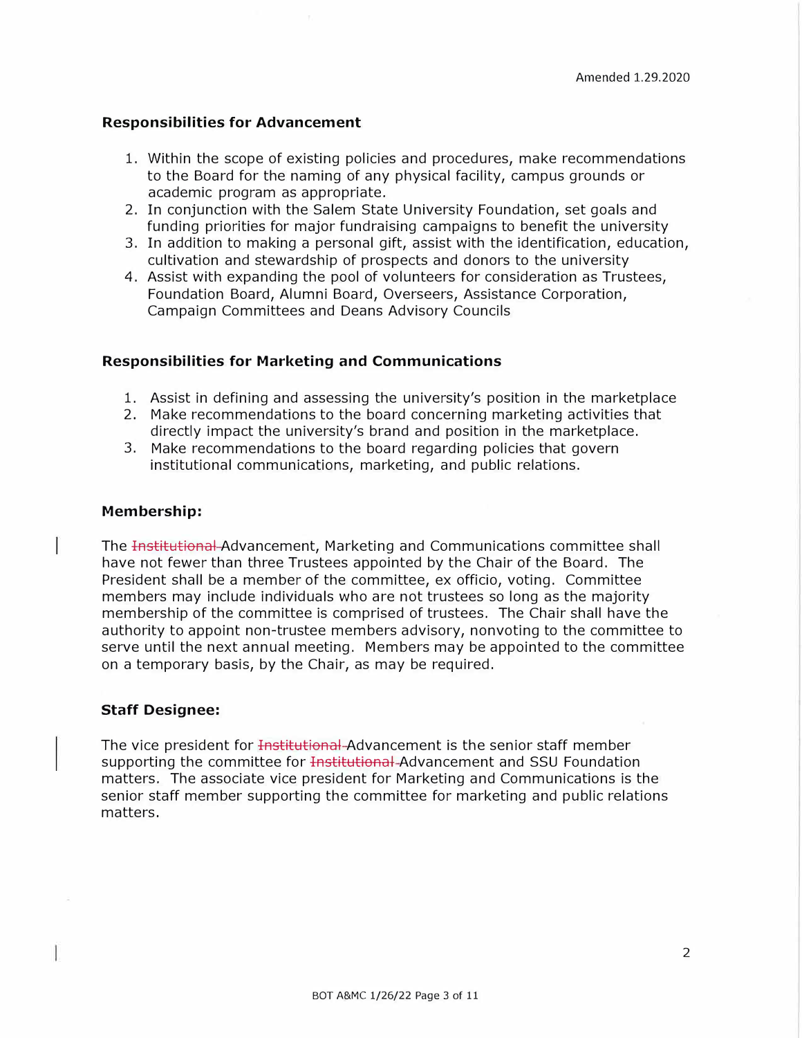Amended 1.29.2020

**Responsibilities for Advancement**

1. Within the scope of existing policies and procedures, make recommendations to the Board for the naming of any physical facility, campus grounds or academic program as appropriate.
2. In conjunction with the Salem State University Foundation, set goals and funding priorities for major fundraising campaigns to benefit the university
3. In addition to making a personal gift, assist with the identification, education, cultivation and stewardship of prospects and donors to the university
4. Assist with expanding the pool of volunteers for consideration as Trustees, Foundation Board, Alumni Board, Overseers, Assistance Corporation, Campaign Committees and Deans Advisory Councils

**Responsibilities for Marketing and Communications**

1. Assist in defining and assessing the university's position in the marketplace
2. Make recommendations to the board concerning marketing activities that directly impact the university's brand and position in the marketplace.
3. Make recommendations to the board regarding policies that govern institutional communications, marketing, and public relations.

**Membership:**

The ~~Institutional~~ Advancement, Marketing and Communications committee shall have not fewer than three Trustees appointed by the Chair of the Board. The President shall be a member of the committee, ex officio, voting. Committee members may include individuals who are not trustees so long as the majority membership of the committee is comprised of trustees. The Chair shall have the authority to appoint non-trustee members advisory, nonvoting to the committee to serve until the next annual meeting. Members may be appointed to the committee on a temporary basis, by the Chair, as may be required.

**Staff Designee:**

The vice president for ~~Institutional~~ Advancement is the senior staff member supporting the committee for ~~Institutional~~ Advancement and SSU Foundation matters. The associate vice president for Marketing and Communications is the senior staff member supporting the committee for marketing and public relations matters.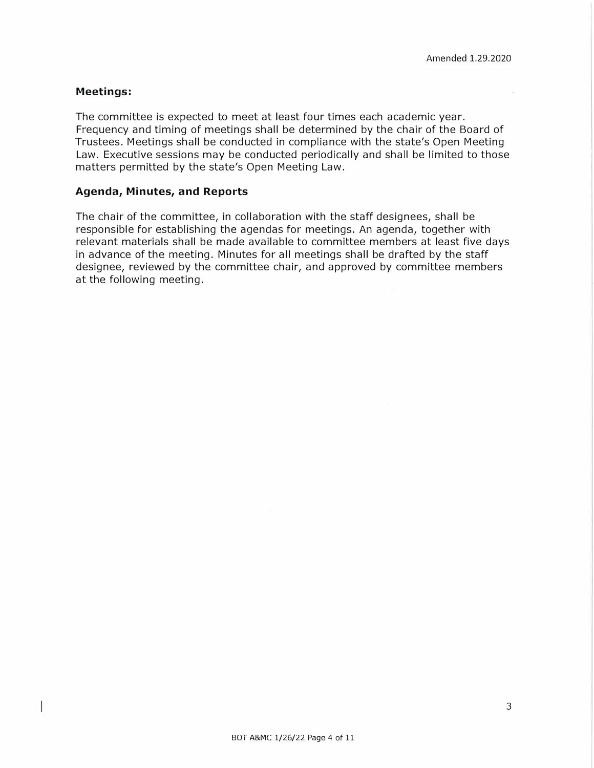Amended 1.29.2020

### Meetings:

The committee is expected to meet at least four times each academic year. Frequency and timing of meetings shall be determined by the chair of the Board of Trustees. Meetings shall be conducted in compliance with the state's Open Meeting Law. Executive sessions may be conducted periodically and shall be limited to those matters permitted by the state's Open Meeting Law.

### Agenda, Minutes, and Reports

The chair of the committee, in collaboration with the staff designees, shall be responsible for establishing the agendas for meetings. An agenda, together with relevant materials shall be made available to committee members at least five days in advance of the meeting. Minutes for all meetings shall be drafted by the staff designee, reviewed by the committee chair, and approved by committee members at the following meeting.